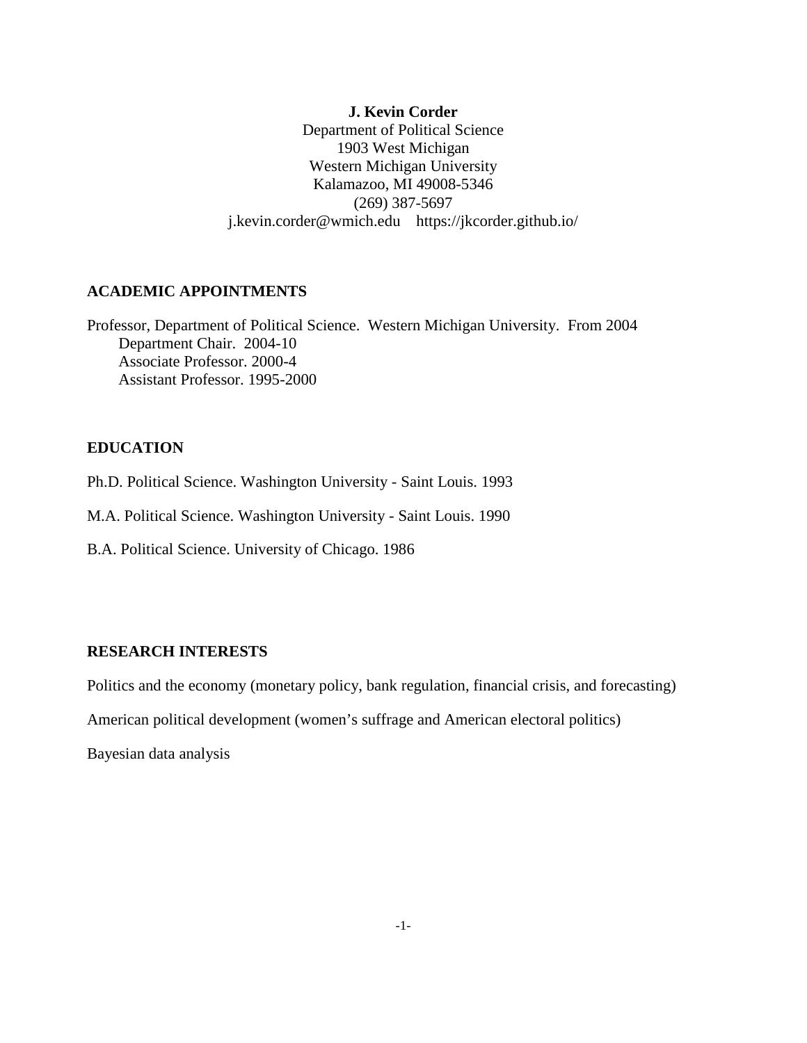**J. Kevin Corder**

Department of Political Science
1903 West Michigan
Western Michigan University
Kalamazoo, MI 49008-5346
(269) 387-5697
j.kevin.corder@wmich.edu    https://jkcorder.github.io/

## ACADEMIC APPOINTMENTS

Professor, Department of Political Science. Western Michigan University. From 2004

- Department Chair. 2004-10
- Associate Professor. 2000-4
- Assistant Professor. 1995-2000

## EDUCATION

Ph.D. Political Science. Washington University - Saint Louis. 1993

M.A. Political Science. Washington University - Saint Louis. 1990

B.A. Political Science. University of Chicago. 1986

## RESEARCH INTERESTS

Politics and the economy (monetary policy, bank regulation, financial crisis, and forecasting)

American political development (women's suffrage and American electoral politics)

Bayesian data analysis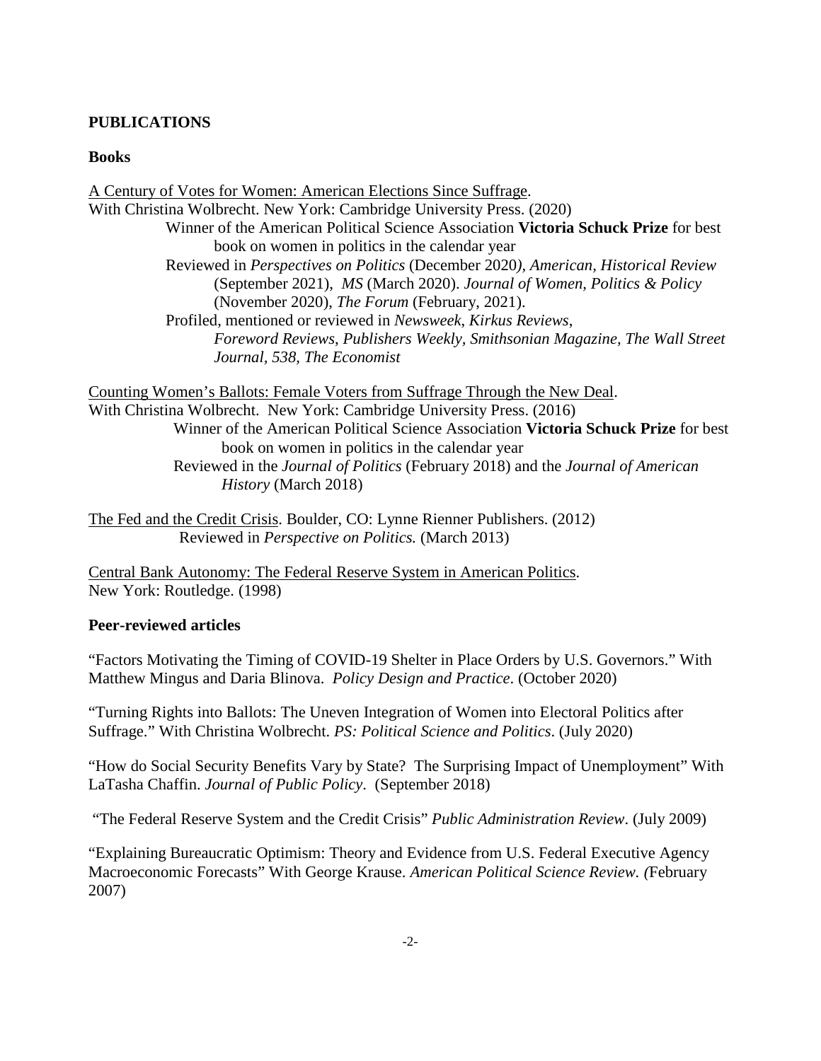## PUBLICATIONS

### Books

A Century of Votes for Women: American Elections Since Suffrage.
With Christina Wolbrecht. New York: Cambridge University Press. (2020)

Winner of the American Political Science Association **Victoria Schuck Prize** for best book on women in politics in the calendar year

Reviewed in *Perspectives on Politics* (December 2020*), American, Historical Review* (September 2021), *MS* (March 2020). *Journal of Women, Politics & Policy* (November 2020), *The Forum* (February, 2021).

Profiled, mentioned or reviewed in *Newsweek*, *Kirkus Reviews*, *Foreword Reviews*, *Publishers Weekly, Smithsonian Magazine, The Wall Street Journal, 538, The Economist*

Counting Women's Ballots: Female Voters from Suffrage Through the New Deal.
With Christina Wolbrecht. New York: Cambridge University Press. (2016)

Winner of the American Political Science Association **Victoria Schuck Prize** for best book on women in politics in the calendar year

Reviewed in the *Journal of Politics* (February 2018) and the *Journal of American History* (March 2018)

The Fed and the Credit Crisis. Boulder, CO: Lynne Rienner Publishers. (2012)

Reviewed in *Perspective on Politics.* (March 2013)

Central Bank Autonomy: The Federal Reserve System in American Politics.
New York: Routledge. (1998)

### Peer-reviewed articles

"Factors Motivating the Timing of COVID-19 Shelter in Place Orders by U.S. Governors." With Matthew Mingus and Daria Blinova. *Policy Design and Practice*. (October 2020)

"Turning Rights into Ballots: The Uneven Integration of Women into Electoral Politics after Suffrage." With Christina Wolbrecht. *PS: Political Science and Politics*. (July 2020)

"How do Social Security Benefits Vary by State? The Surprising Impact of Unemployment" With LaTasha Chaffin. *Journal of Public Policy*. (September 2018)

"The Federal Reserve System and the Credit Crisis" *Public Administration Review*. (July 2009)

"Explaining Bureaucratic Optimism: Theory and Evidence from U.S. Federal Executive Agency Macroeconomic Forecasts" With George Krause. *American Political Science Review. (*February 2007)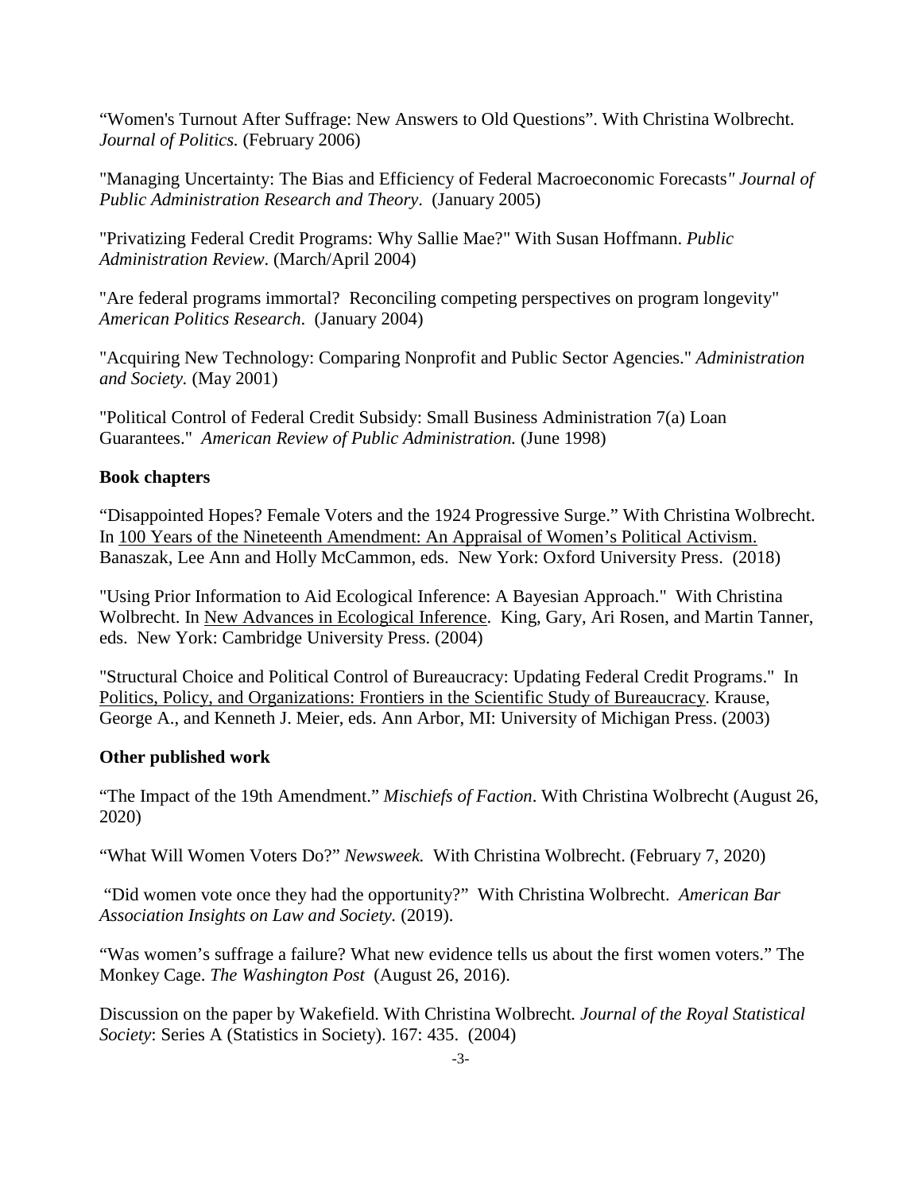"Women's Turnout After Suffrage: New Answers to Old Questions". With Christina Wolbrecht. *Journal of Politics.* (February 2006)

"Managing Uncertainty: The Bias and Efficiency of Federal Macroeconomic Forecasts*" Journal of Public Administration Research and Theory*. (January 2005)

"Privatizing Federal Credit Programs: Why Sallie Mae?" With Susan Hoffmann. *Public Administration Review*. (March/April 2004)

"Are federal programs immortal? Reconciling competing perspectives on program longevity" *American Politics Research*. (January 2004)

"Acquiring New Technology: Comparing Nonprofit and Public Sector Agencies." *Administration and Society.* (May 2001)

"Political Control of Federal Credit Subsidy: Small Business Administration 7(a) Loan Guarantees." *American Review of Public Administration.* (June 1998)

**Book chapters**

"Disappointed Hopes? Female Voters and the 1924 Progressive Surge." With Christina Wolbrecht. In 100 Years of the Nineteenth Amendment: An Appraisal of Women's Political Activism. Banaszak, Lee Ann and Holly McCammon, eds. New York: Oxford University Press. (2018)

"Using Prior Information to Aid Ecological Inference: A Bayesian Approach." With Christina Wolbrecht. In New Advances in Ecological Inference. King, Gary, Ari Rosen, and Martin Tanner, eds. New York: Cambridge University Press. (2004)

"Structural Choice and Political Control of Bureaucracy: Updating Federal Credit Programs." In Politics, Policy, and Organizations: Frontiers in the Scientific Study of Bureaucracy. Krause, George A., and Kenneth J. Meier, eds. Ann Arbor, MI: University of Michigan Press. (2003)

**Other published work**

"The Impact of the 19th Amendment." *Mischiefs of Faction*. With Christina Wolbrecht (August 26, 2020)

"What Will Women Voters Do?" *Newsweek.* With Christina Wolbrecht. (February 7, 2020)

"Did women vote once they had the opportunity?" With Christina Wolbrecht. *American Bar Association Insights on Law and Society.* (2019).

"Was women's suffrage a failure? What new evidence tells us about the first women voters." The Monkey Cage. *The Washington Post* (August 26, 2016).

Discussion on the paper by Wakefield. With Christina Wolbrecht*. Journal of the Royal Statistical Society*: Series A (Statistics in Society). 167: 435. (2004)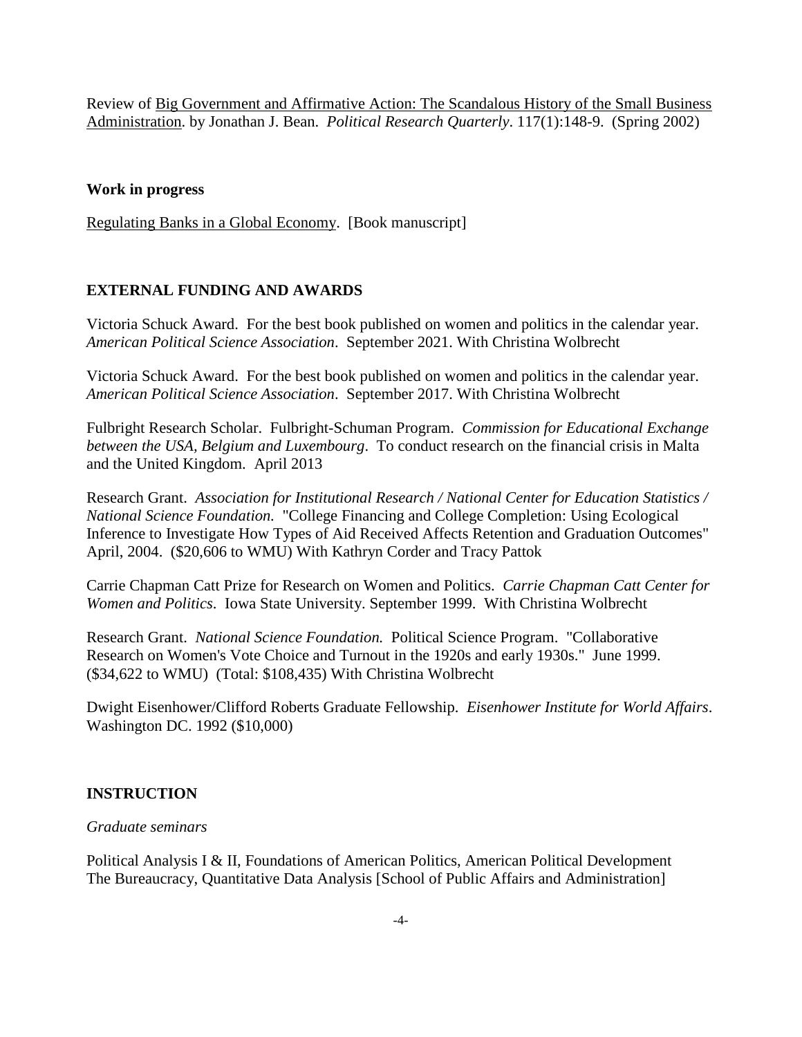Review of <u>Big Government and Affirmative Action: The Scandalous History of the Small Business Administration</u>. by Jonathan J. Bean. *Political Research Quarterly*. 117(1):148-9. (Spring 2002)

**Work in progress**

<u>Regulating Banks in a Global Economy</u>. [Book manuscript]

## EXTERNAL FUNDING AND AWARDS

Victoria Schuck Award. For the best book published on women and politics in the calendar year. *American Political Science Association*. September 2021. With Christina Wolbrecht

Victoria Schuck Award. For the best book published on women and politics in the calendar year. *American Political Science Association*. September 2017. With Christina Wolbrecht

Fulbright Research Scholar. Fulbright-Schuman Program. *Commission for Educational Exchange between the USA, Belgium and Luxembourg*. To conduct research on the financial crisis in Malta and the United Kingdom. April 2013

Research Grant. *Association for Institutional Research / National Center for Education Statistics / National Science Foundation.* "College Financing and College Completion: Using Ecological Inference to Investigate How Types of Aid Received Affects Retention and Graduation Outcomes" April, 2004. ($20,606 to WMU) With Kathryn Corder and Tracy Pattok

Carrie Chapman Catt Prize for Research on Women and Politics. *Carrie Chapman Catt Center for Women and Politics*. Iowa State University. September 1999. With Christina Wolbrecht

Research Grant. *National Science Foundation.* Political Science Program. "Collaborative Research on Women's Vote Choice and Turnout in the 1920s and early 1930s." June 1999. ($34,622 to WMU) (Total: $108,435) With Christina Wolbrecht

Dwight Eisenhower/Clifford Roberts Graduate Fellowship. *Eisenhower Institute for World Affairs*. Washington DC. 1992 ($10,000)

## INSTRUCTION

*Graduate seminars*

Political Analysis I & II, Foundations of American Politics, American Political Development
The Bureaucracy, Quantitative Data Analysis [School of Public Affairs and Administration]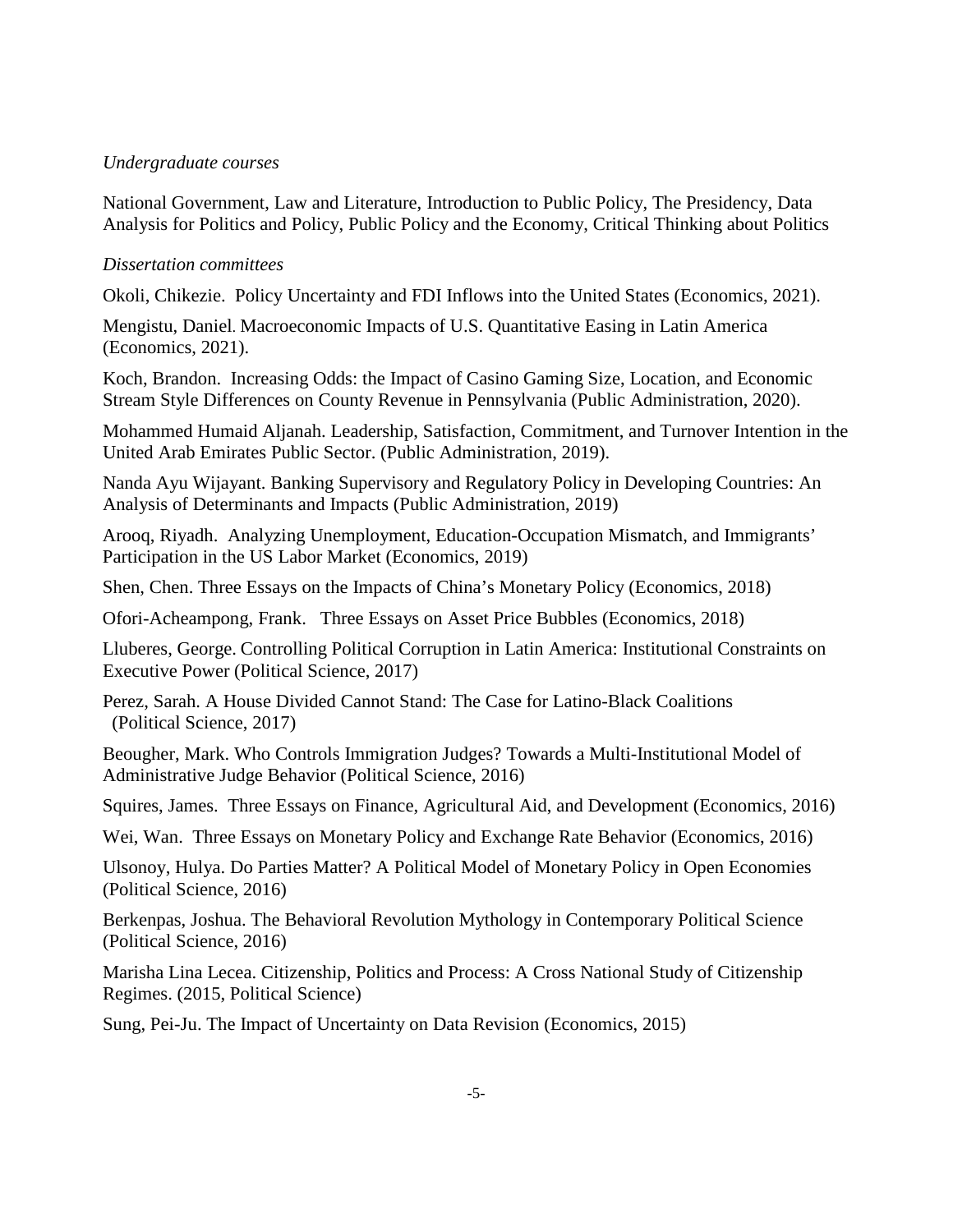*Undergraduate courses*

National Government, Law and Literature, Introduction to Public Policy, The Presidency, Data Analysis for Politics and Policy, Public Policy and the Economy, Critical Thinking about Politics

*Dissertation committees*

Okoli, Chikezie. Policy Uncertainty and FDI Inflows into the United States (Economics, 2021).

Mengistu, Daniel. Macroeconomic Impacts of U.S. Quantitative Easing in Latin America (Economics, 2021).

Koch, Brandon. Increasing Odds: the Impact of Casino Gaming Size, Location, and Economic Stream Style Differences on County Revenue in Pennsylvania (Public Administration, 2020).

Mohammed Humaid Aljanah. Leadership, Satisfaction, Commitment, and Turnover Intention in the United Arab Emirates Public Sector. (Public Administration, 2019).

Nanda Ayu Wijayant. Banking Supervisory and Regulatory Policy in Developing Countries: An Analysis of Determinants and Impacts (Public Administration, 2019)

Arooq, Riyadh. Analyzing Unemployment, Education-Occupation Mismatch, and Immigrants' Participation in the US Labor Market (Economics, 2019)

Shen, Chen. Three Essays on the Impacts of China's Monetary Policy (Economics, 2018)

Ofori-Acheampong, Frank. Three Essays on Asset Price Bubbles (Economics, 2018)

Lluberes, George. Controlling Political Corruption in Latin America: Institutional Constraints on Executive Power (Political Science, 2017)

Perez, Sarah. A House Divided Cannot Stand: The Case for Latino-Black Coalitions (Political Science, 2017)

Beougher, Mark. Who Controls Immigration Judges? Towards a Multi-Institutional Model of Administrative Judge Behavior (Political Science, 2016)

Squires, James. Three Essays on Finance, Agricultural Aid, and Development (Economics, 2016)

Wei, Wan. Three Essays on Monetary Policy and Exchange Rate Behavior (Economics, 2016)

Ulsonoy, Hulya. Do Parties Matter? A Political Model of Monetary Policy in Open Economies (Political Science, 2016)

Berkenpas, Joshua. The Behavioral Revolution Mythology in Contemporary Political Science (Political Science, 2016)

Marisha Lina Lecea. Citizenship, Politics and Process: A Cross National Study of Citizenship Regimes. (2015, Political Science)

Sung, Pei-Ju. The Impact of Uncertainty on Data Revision (Economics, 2015)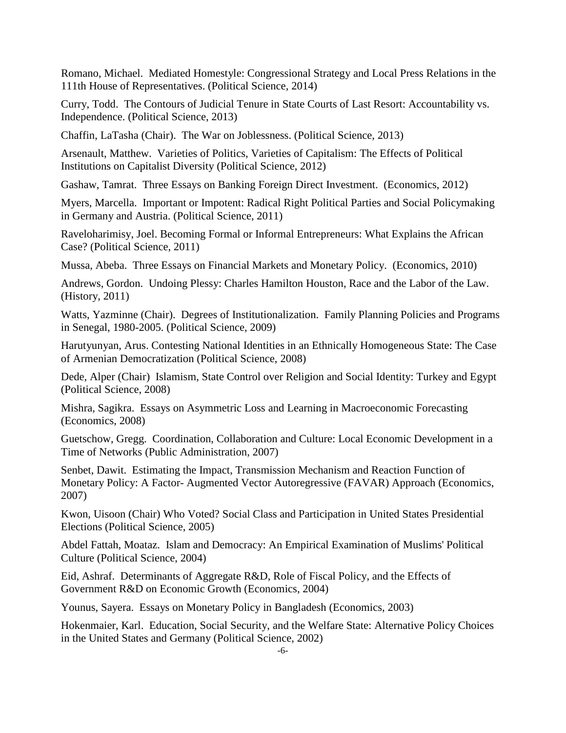Romano, Michael. Mediated Homestyle: Congressional Strategy and Local Press Relations in the 111th House of Representatives. (Political Science, 2014)

Curry, Todd. The Contours of Judicial Tenure in State Courts of Last Resort: Accountability vs. Independence. (Political Science, 2013)

Chaffin, LaTasha (Chair). The War on Joblessness. (Political Science, 2013)

Arsenault, Matthew. Varieties of Politics, Varieties of Capitalism: The Effects of Political Institutions on Capitalist Diversity (Political Science, 2012)

Gashaw, Tamrat. Three Essays on Banking Foreign Direct Investment. (Economics, 2012)

Myers, Marcella. Important or Impotent: Radical Right Political Parties and Social Policymaking in Germany and Austria. (Political Science, 2011)

Raveloharimisy, Joel. Becoming Formal or Informal Entrepreneurs: What Explains the African Case? (Political Science, 2011)

Mussa, Abeba. Three Essays on Financial Markets and Monetary Policy. (Economics, 2010)

Andrews, Gordon. Undoing Plessy: Charles Hamilton Houston, Race and the Labor of the Law. (History, 2011)

Watts, Yazminne (Chair). Degrees of Institutionalization. Family Planning Policies and Programs in Senegal, 1980-2005. (Political Science, 2009)

Harutyunyan, Arus. Contesting National Identities in an Ethnically Homogeneous State: The Case of Armenian Democratization (Political Science, 2008)

Dede, Alper (Chair) Islamism, State Control over Religion and Social Identity: Turkey and Egypt (Political Science, 2008)

Mishra, Sagikra. Essays on Asymmetric Loss and Learning in Macroeconomic Forecasting (Economics, 2008)

Guetschow, Gregg. Coordination, Collaboration and Culture: Local Economic Development in a Time of Networks (Public Administration, 2007)

Senbet, Dawit. Estimating the Impact, Transmission Mechanism and Reaction Function of Monetary Policy: A Factor- Augmented Vector Autoregressive (FAVAR) Approach (Economics, 2007)

Kwon, Uisoon (Chair) Who Voted? Social Class and Participation in United States Presidential Elections (Political Science, 2005)

Abdel Fattah, Moataz. Islam and Democracy: An Empirical Examination of Muslims' Political Culture (Political Science, 2004)

Eid, Ashraf. Determinants of Aggregate R&D, Role of Fiscal Policy, and the Effects of Government R&D on Economic Growth (Economics, 2004)

Younus, Sayera. Essays on Monetary Policy in Bangladesh (Economics, 2003)

Hokenmaier, Karl. Education, Social Security, and the Welfare State: Alternative Policy Choices in the United States and Germany (Political Science, 2002)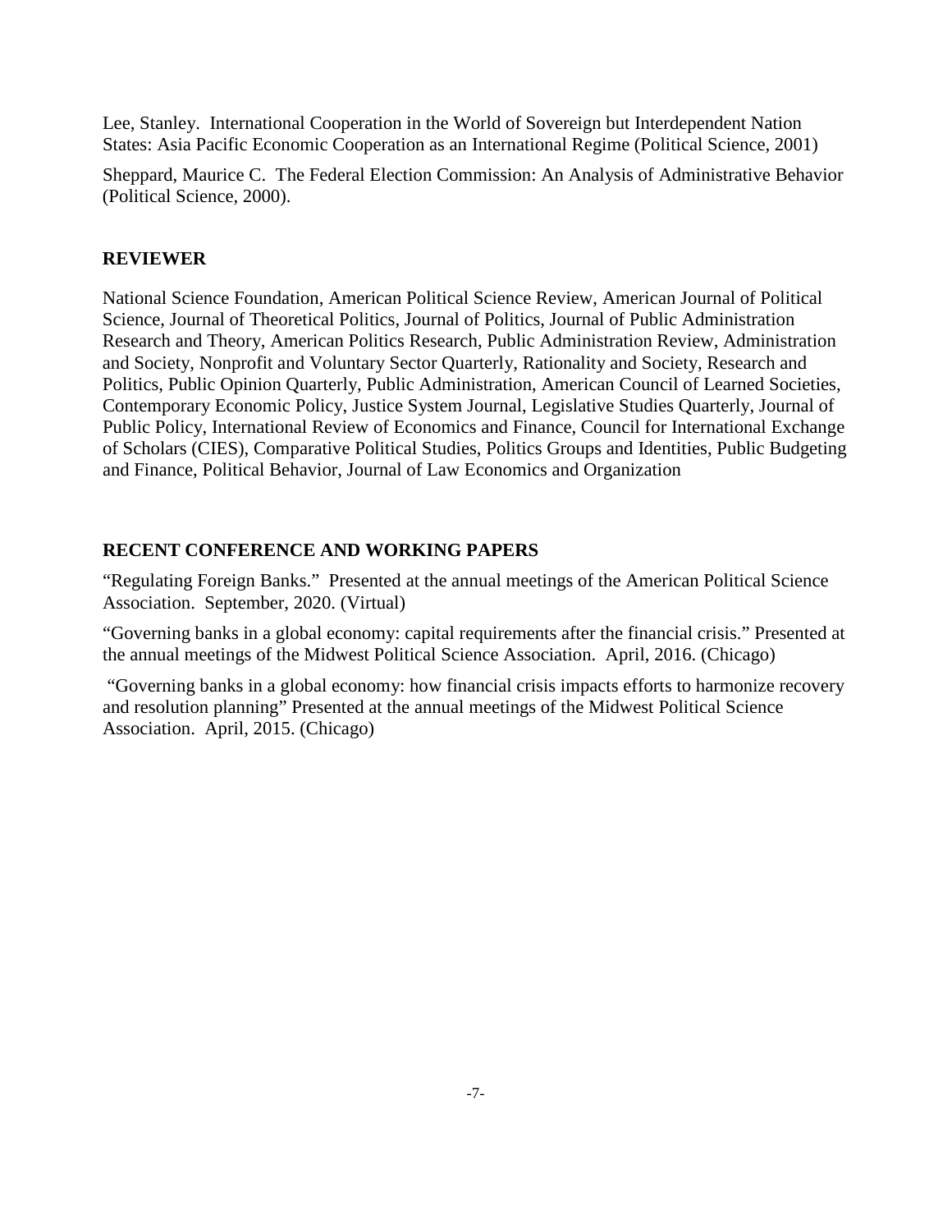Lee, Stanley. International Cooperation in the World of Sovereign but Interdependent Nation States: Asia Pacific Economic Cooperation as an International Regime (Political Science, 2001)

Sheppard, Maurice C. The Federal Election Commission: An Analysis of Administrative Behavior (Political Science, 2000).

## REVIEWER

National Science Foundation, American Political Science Review, American Journal of Political Science, Journal of Theoretical Politics, Journal of Politics, Journal of Public Administration Research and Theory, American Politics Research, Public Administration Review, Administration and Society, Nonprofit and Voluntary Sector Quarterly, Rationality and Society, Research and Politics, Public Opinion Quarterly, Public Administration, American Council of Learned Societies, Contemporary Economic Policy, Justice System Journal, Legislative Studies Quarterly, Journal of Public Policy, International Review of Economics and Finance, Council for International Exchange of Scholars (CIES), Comparative Political Studies, Politics Groups and Identities, Public Budgeting and Finance, Political Behavior, Journal of Law Economics and Organization

## RECENT CONFERENCE AND WORKING PAPERS

"Regulating Foreign Banks." Presented at the annual meetings of the American Political Science Association. September, 2020. (Virtual)

"Governing banks in a global economy: capital requirements after the financial crisis." Presented at the annual meetings of the Midwest Political Science Association. April, 2016. (Chicago)

"Governing banks in a global economy: how financial crisis impacts efforts to harmonize recovery and resolution planning" Presented at the annual meetings of the Midwest Political Science Association. April, 2015. (Chicago)